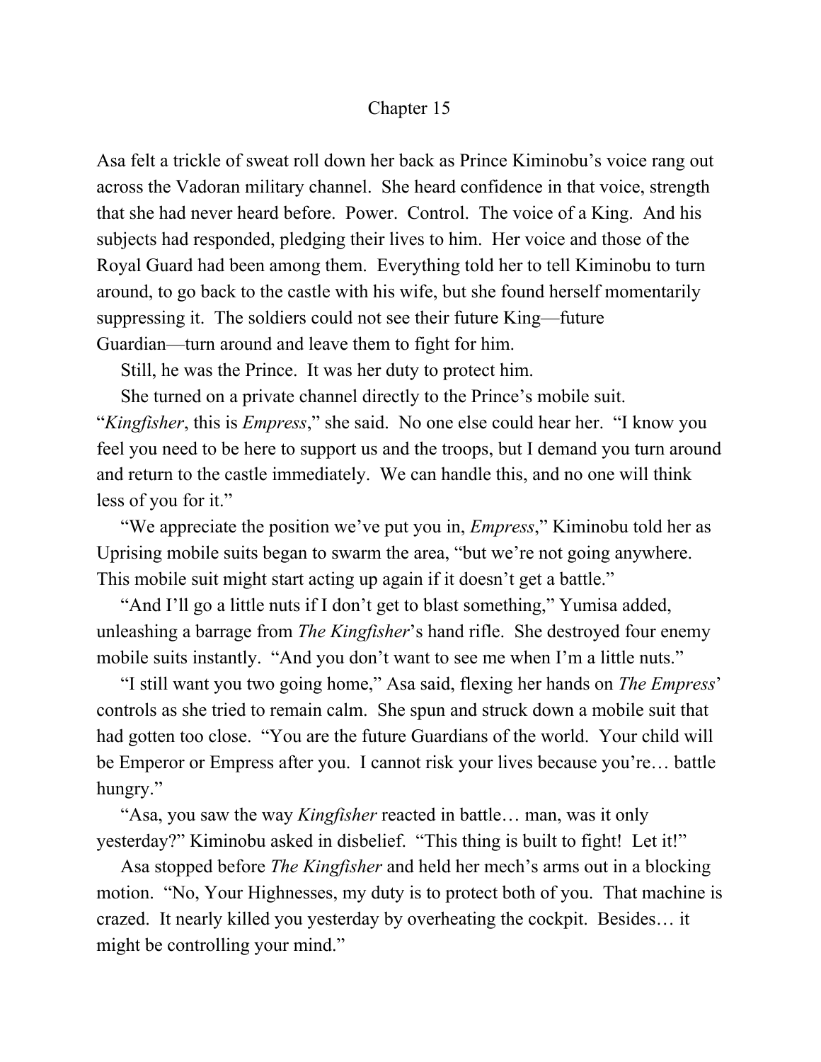# Chapter 15

Asa felt a trickle of sweat roll down her back as Prince Kiminobu's voice rang out across the Vadoran military channel. She heard confidence in that voice, strength that she had never heard before. Power. Control. The voice of a King. And his subjects had responded, pledging their lives to him. Her voice and those of the Royal Guard had been among them. Everything told her to tell Kiminobu to turn around, to go back to the castle with his wife, but she found herself momentarily suppressing it. The soldiers could not see their future King—future Guardian—turn around and leave them to fight for him.

Still, he was the Prince. It was her duty to protect him.

She turned on a private channel directly to the Prince's mobile suit. "*Kingfisher*, this is *Empress*," she said. No one else could hear her. "I know you feel you need to be here to support us and the troops, but I demand you turn around and return to the castle immediately. We can handle this, and no one will think less of you for it."

"We appreciate the position we've put you in, *Empress*," Kiminobu told her as Uprising mobile suits began to swarm the area, "but we're not going anywhere. This mobile suit might start acting up again if it doesn't get a battle."

"And I'll go a little nuts if I don't get to blast something," Yumisa added, unleashing a barrage from *The Kingfisher*'s hand rifle. She destroyed four enemy mobile suits instantly. "And you don't want to see me when I'm a little nuts."

"I still want you two going home," Asa said, flexing her hands on *The Empress*' controls as she tried to remain calm. She spun and struck down a mobile suit that had gotten too close. "You are the future Guardians of the world. Your child will be Emperor or Empress after you. I cannot risk your lives because you're… battle hungry."

"Asa, you saw the way *Kingfisher* reacted in battle… man, was it only yesterday?" Kiminobu asked in disbelief. "This thing is built to fight! Let it!"

Asa stopped before *The Kingfisher* and held her mech's arms out in a blocking motion. "No, Your Highnesses, my duty is to protect both of you. That machine is crazed. It nearly killed you yesterday by overheating the cockpit. Besides… it might be controlling your mind."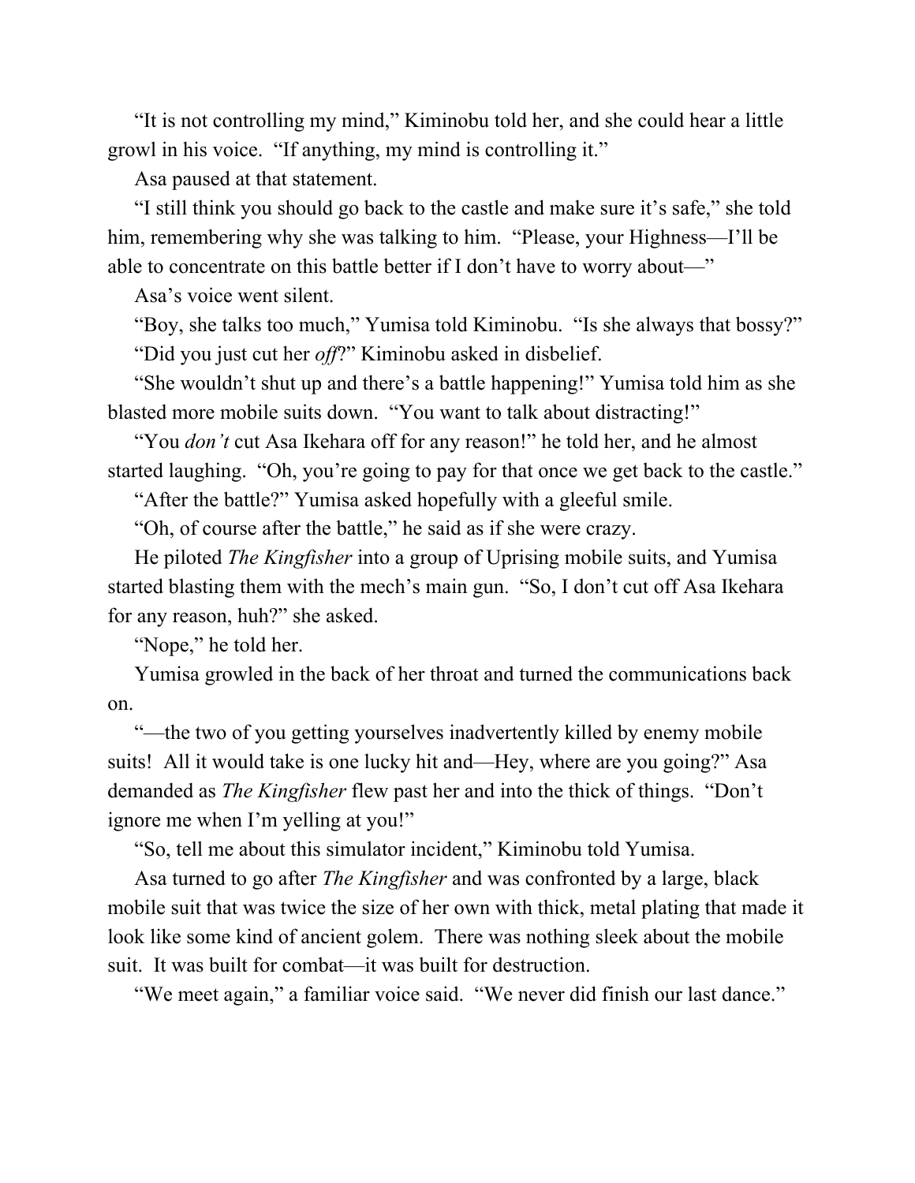"It is not controlling my mind," Kiminobu told her, and she could hear a little growl in his voice. "If anything, my mind is controlling it."

Asa paused at that statement.

"I still think you should go back to the castle and make sure it's safe," she told him, remembering why she was talking to him. "Please, your Highness—I'll be able to concentrate on this battle better if I don't have to worry about—"

Asa's voice went silent.

"Boy, she talks too much," Yumisa told Kiminobu. "Is she always that bossy?"

"Did you just cut her *off*?" Kiminobu asked in disbelief.

"She wouldn't shut up and there's a battle happening!" Yumisa told him as she blasted more mobile suits down. "You want to talk about distracting!"

"You *don't* cut Asa Ikehara off for any reason!" he told her, and he almost started laughing. "Oh, you're going to pay for that once we get back to the castle."

"After the battle?" Yumisa asked hopefully with a gleeful smile.

"Oh, of course after the battle," he said as if she were crazy.

He piloted *The Kingfisher* into a group of Uprising mobile suits, and Yumisa started blasting them with the mech's main gun. "So, I don't cut off Asa Ikehara for any reason, huh?" she asked.

"Nope," he told her.

Yumisa growled in the back of her throat and turned the communications back on.

"—the two of you getting yourselves inadvertently killed by enemy mobile suits! All it would take is one lucky hit and—Hey, where are you going?" Asa demanded as *The Kingfisher* flew past her and into the thick of things. "Don't ignore me when I'm yelling at you!"

"So, tell me about this simulator incident," Kiminobu told Yumisa.

Asa turned to go after *The Kingfisher* and was confronted by a large, black mobile suit that was twice the size of her own with thick, metal plating that made it look like some kind of ancient golem. There was nothing sleek about the mobile suit. It was built for combat—it was built for destruction.

"We meet again," a familiar voice said. "We never did finish our last dance."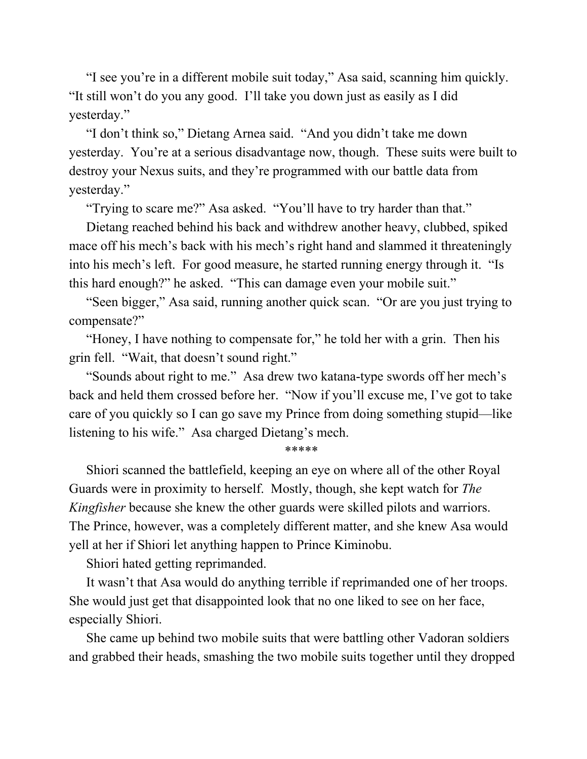"I see you're in a different mobile suit today," Asa said, scanning him quickly. "It still won't do you any good. I'll take you down just as easily as I did yesterday."

"I don't think so," Dietang Arnea said. "And you didn't take me down yesterday. You're at a serious disadvantage now, though. These suits were built to destroy your Nexus suits, and they're programmed with our battle data from yesterday."

"Trying to scare me?" Asa asked. "You'll have to try harder than that."

Dietang reached behind his back and withdrew another heavy, clubbed, spiked mace off his mech's back with his mech's right hand and slammed it threateningly into his mech's left. For good measure, he started running energy through it. "Is this hard enough?" he asked. "This can damage even your mobile suit."

"Seen bigger," Asa said, running another quick scan. "Or are you just trying to compensate?"

"Honey, I have nothing to compensate for," he told her with a grin. Then his grin fell. "Wait, that doesn't sound right."

"Sounds about right to me." Asa drew two katana-type swords off her mech's back and held them crossed before her. "Now if you'll excuse me, I've got to take care of you quickly so I can go save my Prince from doing something stupid—like listening to his wife." Asa charged Dietang's mech.

*****

Shiori scanned the battlefield, keeping an eye on where all of the other Royal Guards were in proximity to herself. Mostly, though, she kept watch for *The Kingfisher* because she knew the other guards were skilled pilots and warriors. The Prince, however, was a completely different matter, and she knew Asa would yell at her if Shiori let anything happen to Prince Kiminobu.

Shiori hated getting reprimanded.

It wasn't that Asa would do anything terrible if reprimanded one of her troops. She would just get that disappointed look that no one liked to see on her face, especially Shiori.

She came up behind two mobile suits that were battling other Vadoran soldiers and grabbed their heads, smashing the two mobile suits together until they dropped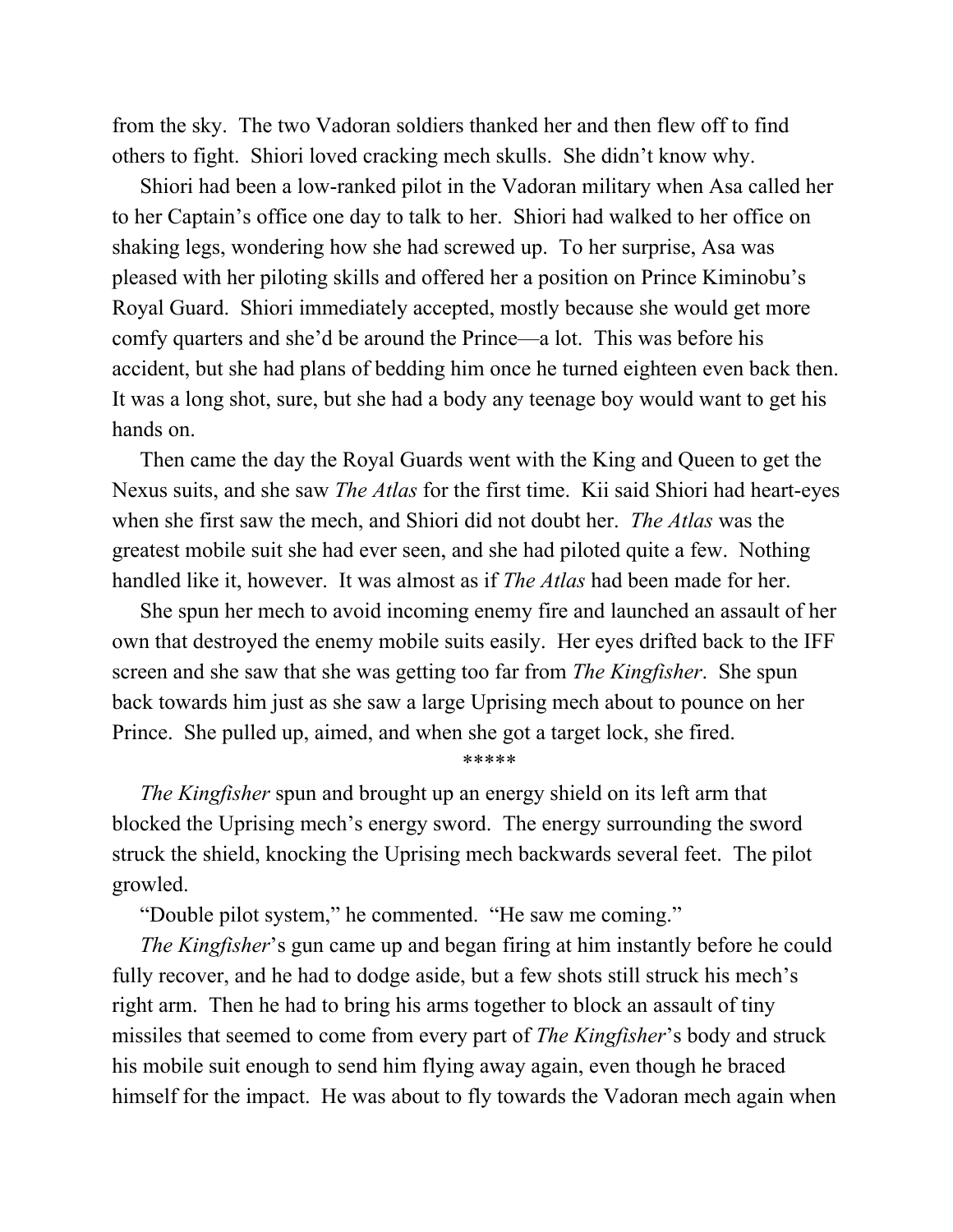from the sky. The two Vadoran soldiers thanked her and then flew off to find others to fight. Shiori loved cracking mech skulls. She didn't know why.

Shiori had been a low-ranked pilot in the Vadoran military when Asa called her to her Captain's office one day to talk to her. Shiori had walked to her office on shaking legs, wondering how she had screwed up. To her surprise, Asa was pleased with her piloting skills and offered her a position on Prince Kiminobu's Royal Guard. Shiori immediately accepted, mostly because she would get more comfy quarters and she'd be around the Prince—a lot. This was before his accident, but she had plans of bedding him once he turned eighteen even back then. It was a long shot, sure, but she had a body any teenage boy would want to get his hands on.

Then came the day the Royal Guards went with the King and Queen to get the Nexus suits, and she saw *The Atlas* for the first time. Kii said Shiori had heart-eyes when she first saw the mech, and Shiori did not doubt her. *The Atlas* was the greatest mobile suit she had ever seen, and she had piloted quite a few. Nothing handled like it, however. It was almost as if *The Atlas* had been made for her.

She spun her mech to avoid incoming enemy fire and launched an assault of her own that destroyed the enemy mobile suits easily. Her eyes drifted back to the IFF screen and she saw that she was getting too far from *The Kingfisher*. She spun back towards him just as she saw a large Uprising mech about to pounce on her Prince. She pulled up, aimed, and when she got a target lock, she fired.

*****

*The Kingfisher* spun and brought up an energy shield on its left arm that blocked the Uprising mech's energy sword. The energy surrounding the sword struck the shield, knocking the Uprising mech backwards several feet. The pilot growled.

"Double pilot system," he commented. "He saw me coming."

*The Kingfisher*'s gun came up and began firing at him instantly before he could fully recover, and he had to dodge aside, but a few shots still struck his mech's right arm. Then he had to bring his arms together to block an assault of tiny missiles that seemed to come from every part of *The Kingfisher*'s body and struck his mobile suit enough to send him flying away again, even though he braced himself for the impact. He was about to fly towards the Vadoran mech again when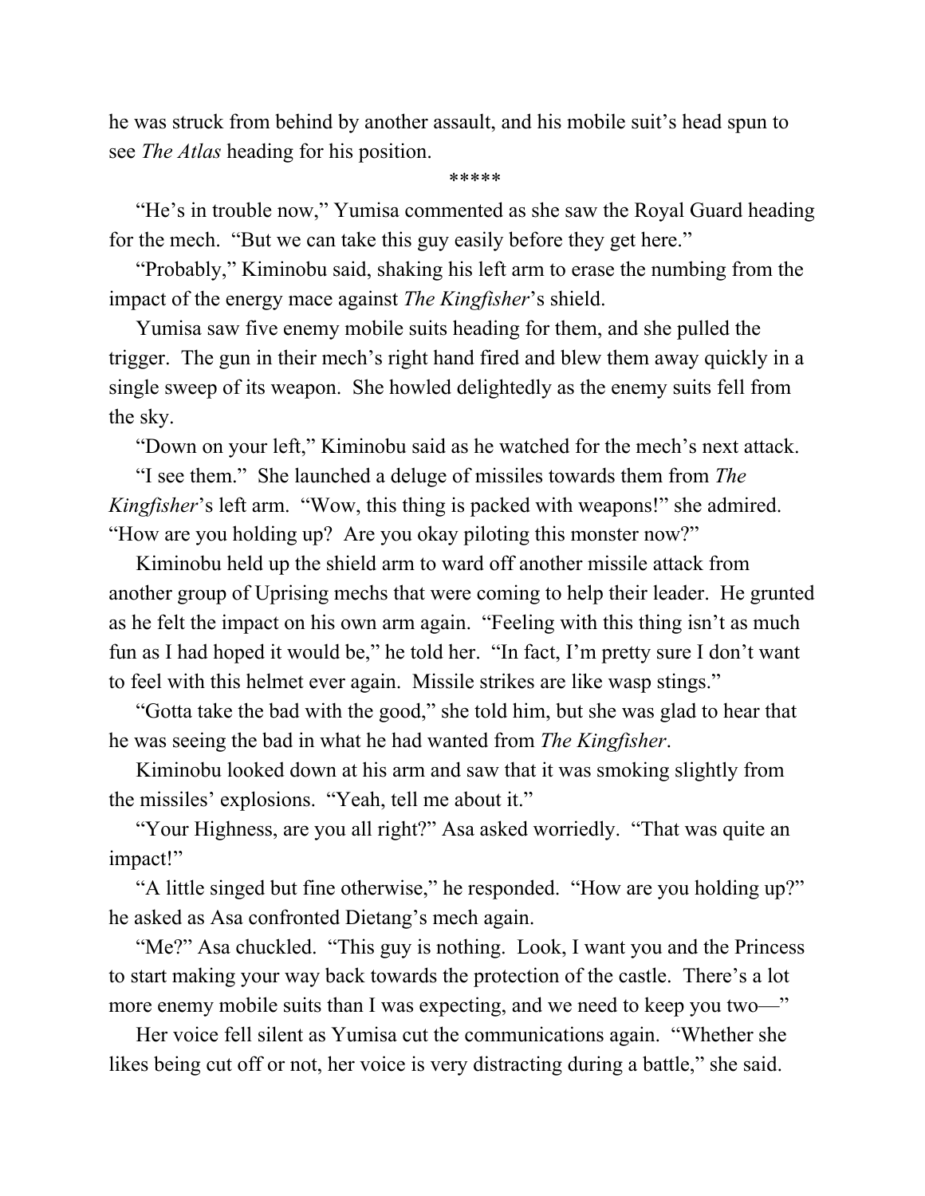he was struck from behind by another assault, and his mobile suit's head spun to see *The Atlas* heading for his position.

*****

"He's in trouble now," Yumisa commented as she saw the Royal Guard heading for the mech. "But we can take this guy easily before they get here."

"Probably," Kiminobu said, shaking his left arm to erase the numbing from the impact of the energy mace against *The Kingfisher*'s shield.

Yumisa saw five enemy mobile suits heading for them, and she pulled the trigger. The gun in their mech's right hand fired and blew them away quickly in a single sweep of its weapon. She howled delightedly as the enemy suits fell from the sky.

"Down on your left," Kiminobu said as he watched for the mech's next attack.

"I see them." She launched a deluge of missiles towards them from *The Kingfisher*'s left arm. "Wow, this thing is packed with weapons!" she admired. "How are you holding up? Are you okay piloting this monster now?"

Kiminobu held up the shield arm to ward off another missile attack from another group of Uprising mechs that were coming to help their leader. He grunted as he felt the impact on his own arm again. "Feeling with this thing isn't as much fun as I had hoped it would be," he told her. "In fact, I'm pretty sure I don't want to feel with this helmet ever again. Missile strikes are like wasp stings."

"Gotta take the bad with the good," she told him, but she was glad to hear that he was seeing the bad in what he had wanted from *The Kingfisher*.

Kiminobu looked down at his arm and saw that it was smoking slightly from the missiles' explosions. "Yeah, tell me about it."

"Your Highness, are you all right?" Asa asked worriedly. "That was quite an impact!"

"A little singed but fine otherwise," he responded. "How are you holding up?" he asked as Asa confronted Dietang's mech again.

"Me?" Asa chuckled. "This guy is nothing. Look, I want you and the Princess to start making your way back towards the protection of the castle. There's a lot more enemy mobile suits than I was expecting, and we need to keep you two—"

Her voice fell silent as Yumisa cut the communications again. "Whether she likes being cut off or not, her voice is very distracting during a battle," she said.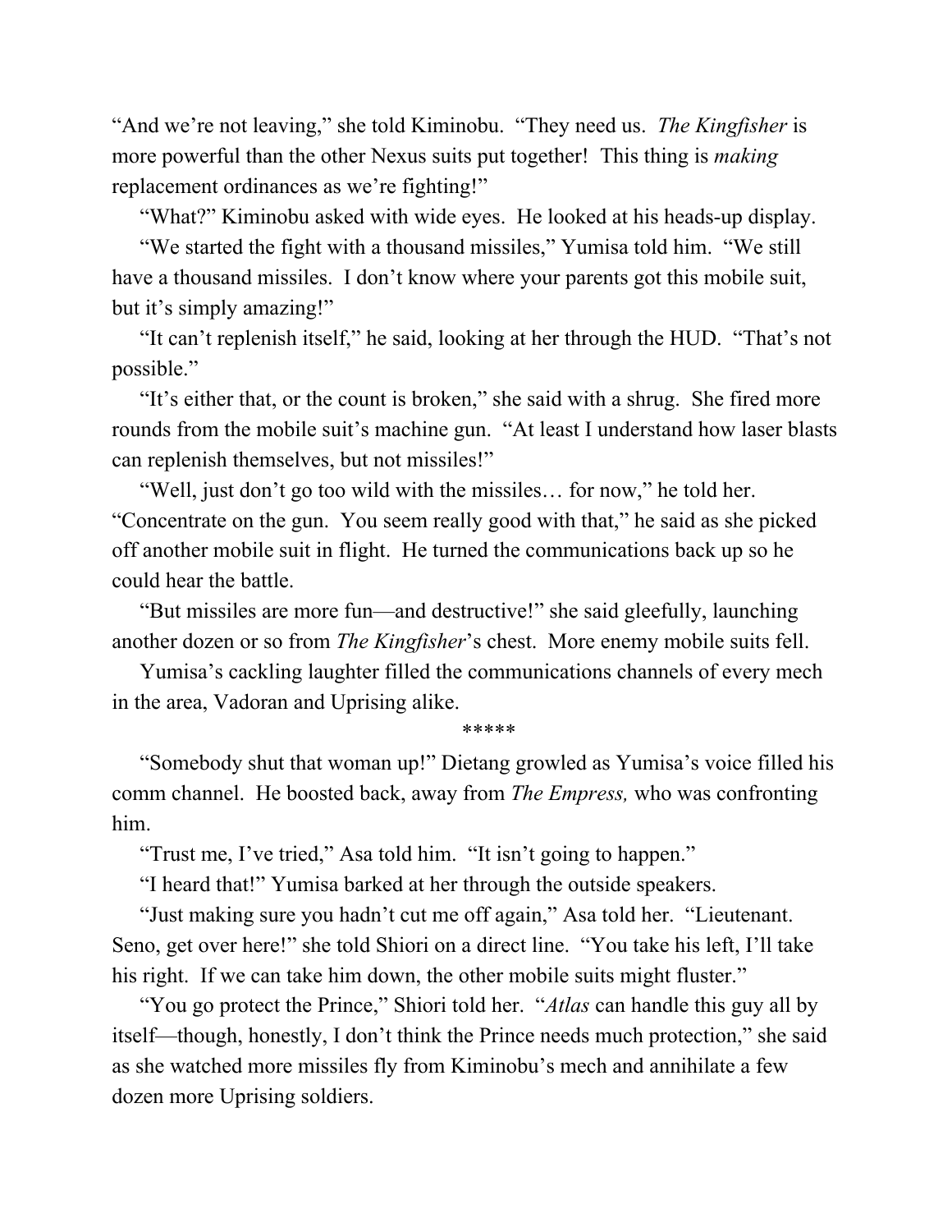"And we're not leaving," she told Kiminobu. "They need us. *The Kingfisher* is more powerful than the other Nexus suits put together! This thing is *making* replacement ordinances as we're fighting!"

"What?" Kiminobu asked with wide eyes. He looked at his heads-up display.

"We started the fight with a thousand missiles," Yumisa told him. "We still have a thousand missiles. I don't know where your parents got this mobile suit, but it's simply amazing!"

"It can't replenish itself," he said, looking at her through the HUD. "That's not possible."

"It's either that, or the count is broken," she said with a shrug. She fired more rounds from the mobile suit's machine gun. "At least I understand how laser blasts can replenish themselves, but not missiles!"

"Well, just don't go too wild with the missiles… for now," he told her. "Concentrate on the gun. You seem really good with that," he said as she picked off another mobile suit in flight. He turned the communications back up so he could hear the battle.

"But missiles are more fun—and destructive!" she said gleefully, launching another dozen or so from *The Kingfisher*'s chest. More enemy mobile suits fell.

Yumisa's cackling laughter filled the communications channels of every mech in the area, Vadoran and Uprising alike.

*****

"Somebody shut that woman up!" Dietang growled as Yumisa's voice filled his comm channel. He boosted back, away from *The Empress,* who was confronting him.

"Trust me, I've tried," Asa told him. "It isn't going to happen."

"I heard that!" Yumisa barked at her through the outside speakers.

"Just making sure you hadn't cut me off again," Asa told her. "Lieutenant. Seno, get over here!" she told Shiori on a direct line. "You take his left, I'll take his right. If we can take him down, the other mobile suits might fluster."

"You go protect the Prince," Shiori told her. "*Atlas* can handle this guy all by itself—though, honestly, I don't think the Prince needs much protection," she said as she watched more missiles fly from Kiminobu's mech and annihilate a few dozen more Uprising soldiers.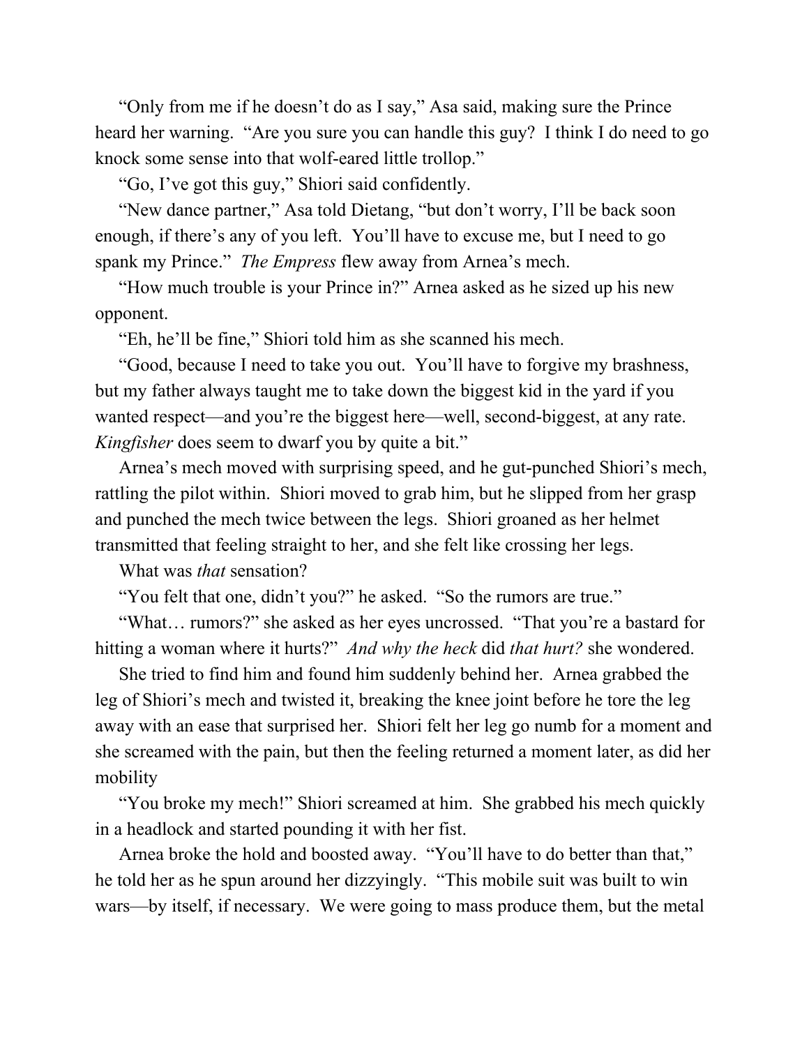“Only from me if he doesn’t do as I say,” Asa said, making sure the Prince heard her warning. “Are you sure you can handle this guy? I think I do need to go knock some sense into that wolf-eared little trollop.”

“Go, I’ve got this guy,” Shiori said confidently.

“New dance partner,” Asa told Dietang, “but don’t worry, I’ll be back soon enough, if there’s any of you left. You’ll have to excuse me, but I need to go spank my Prince.” *The Empress* flew away from Arnea’s mech.

“How much trouble is your Prince in?” Arnea asked as he sized up his new opponent.

“Eh, he’ll be fine,” Shiori told him as she scanned his mech.

“Good, because I need to take you out. You’ll have to forgive my brashness, but my father always taught me to take down the biggest kid in the yard if you wanted respect—and you’re the biggest here—well, second-biggest, at any rate. *Kingfisher* does seem to dwarf you by quite a bit.”

Arnea’s mech moved with surprising speed, and he gut-punched Shiori’s mech, rattling the pilot within. Shiori moved to grab him, but he slipped from her grasp and punched the mech twice between the legs. Shiori groaned as her helmet transmitted that feeling straight to her, and she felt like crossing her legs.

What was *that* sensation?

“You felt that one, didn’t you?” he asked. “So the rumors are true.”

“What… rumors?” she asked as her eyes uncrossed. “That you’re a bastard for hitting a woman where it hurts?” *And why the heck* did *that hurt?* she wondered.

She tried to find him and found him suddenly behind her. Arnea grabbed the leg of Shiori’s mech and twisted it, breaking the knee joint before he tore the leg away with an ease that surprised her. Shiori felt her leg go numb for a moment and she screamed with the pain, but then the feeling returned a moment later, as did her mobility

“You broke my mech!” Shiori screamed at him. She grabbed his mech quickly in a headlock and started pounding it with her fist.

Arnea broke the hold and boosted away. “You’ll have to do better than that,” he told her as he spun around her dizzyingly. “This mobile suit was built to win wars—by itself, if necessary. We were going to mass produce them, but the metal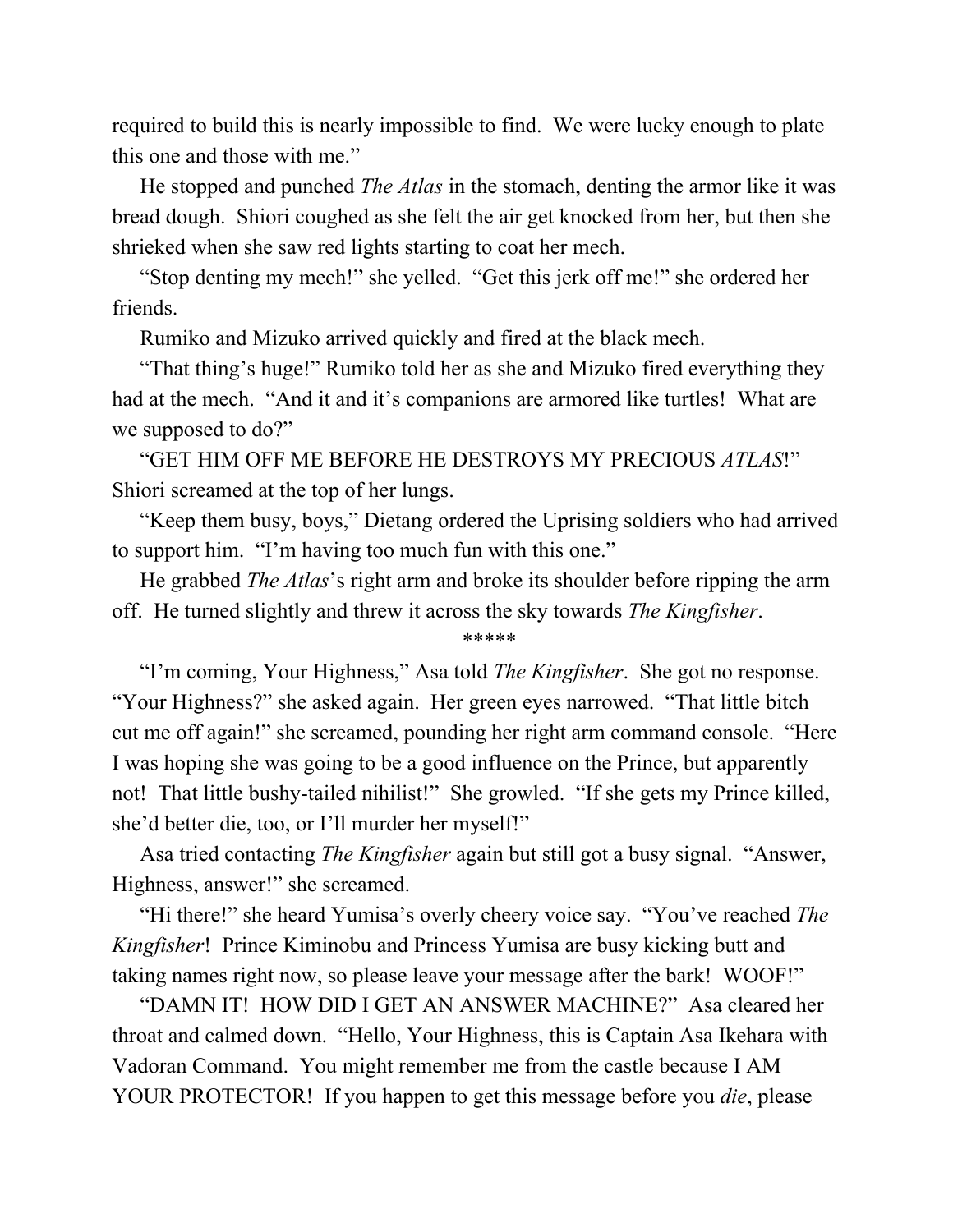required to build this is nearly impossible to find.  We were lucky enough to plate this one and those with me."

He stopped and punched *The Atlas* in the stomach, denting the armor like it was bread dough.  Shiori coughed as she felt the air get knocked from her, but then she shrieked when she saw red lights starting to coat her mech.

"Stop denting my mech!" she yelled.  "Get this jerk off me!" she ordered her friends.

Rumiko and Mizuko arrived quickly and fired at the black mech.

"That thing's huge!" Rumiko told her as she and Mizuko fired everything they had at the mech.  "And it and it's companions are armored like turtles!  What are we supposed to do?"

"GET HIM OFF ME BEFORE HE DESTROYS MY PRECIOUS *ATLAS*!" Shiori screamed at the top of her lungs.

"Keep them busy, boys," Dietang ordered the Uprising soldiers who had arrived to support him.  "I'm having too much fun with this one."

He grabbed *The Atlas*'s right arm and broke its shoulder before ripping the arm off.  He turned slightly and threw it across the sky towards *The Kingfisher*.

*****

"I'm coming, Your Highness," Asa told *The Kingfisher*.  She got no response.  "Your Highness?" she asked again.  Her green eyes narrowed.  "That little bitch cut me off again!" she screamed, pounding her right arm command console.  "Here I was hoping she was going to be a good influence on the Prince, but apparently not!  That little bushy-tailed nihilist!"  She growled.  "If she gets my Prince killed, she'd better die, too, or I'll murder her myself!"

Asa tried contacting *The Kingfisher* again but still got a busy signal.  "Answer, Highness, answer!" she screamed.

"Hi there!" she heard Yumisa's overly cheery voice say.  "You've reached *The Kingfisher*!  Prince Kiminobu and Princess Yumisa are busy kicking butt and taking names right now, so please leave your message after the bark!  WOOF!"

"DAMN IT!  HOW DID I GET AN ANSWER MACHINE?"  Asa cleared her throat and calmed down.  "Hello, Your Highness, this is Captain Asa Ikehara with Vadoran Command.  You might remember me from the castle because I AM YOUR PROTECTOR!  If you happen to get this message before you *die*, please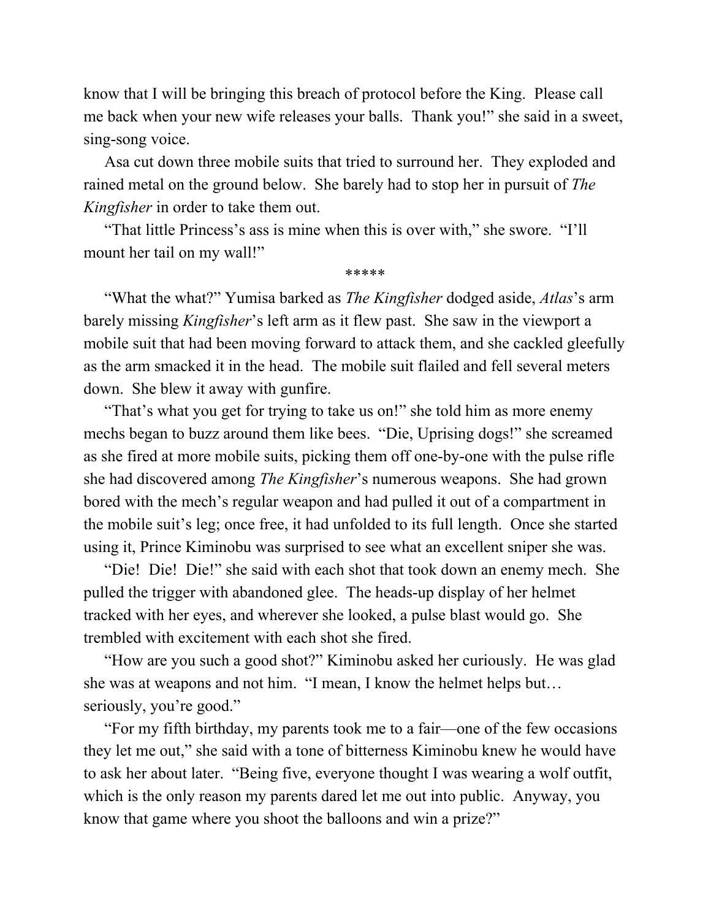know that I will be bringing this breach of protocol before the King. Please call me back when your new wife releases your balls. Thank you!" she said in a sweet, sing-song voice.

Asa cut down three mobile suits that tried to surround her. They exploded and rained metal on the ground below. She barely had to stop her in pursuit of *The Kingfisher* in order to take them out.

"That little Princess's ass is mine when this is over with," she swore. "I'll mount her tail on my wall!"

*****

"What the what?" Yumisa barked as *The Kingfisher* dodged aside, *Atlas*'s arm barely missing *Kingfisher*'s left arm as it flew past. She saw in the viewport a mobile suit that had been moving forward to attack them, and she cackled gleefully as the arm smacked it in the head. The mobile suit flailed and fell several meters down. She blew it away with gunfire.

"That's what you get for trying to take us on!" she told him as more enemy mechs began to buzz around them like bees. "Die, Uprising dogs!" she screamed as she fired at more mobile suits, picking them off one-by-one with the pulse rifle she had discovered among *The Kingfisher*'s numerous weapons. She had grown bored with the mech's regular weapon and had pulled it out of a compartment in the mobile suit's leg; once free, it had unfolded to its full length. Once she started using it, Prince Kiminobu was surprised to see what an excellent sniper she was.

"Die! Die! Die!" she said with each shot that took down an enemy mech. She pulled the trigger with abandoned glee. The heads-up display of her helmet tracked with her eyes, and wherever she looked, a pulse blast would go. She trembled with excitement with each shot she fired.

"How are you such a good shot?" Kiminobu asked her curiously. He was glad she was at weapons and not him. "I mean, I know the helmet helps but… seriously, you're good."

"For my fifth birthday, my parents took me to a fair—one of the few occasions they let me out," she said with a tone of bitterness Kiminobu knew he would have to ask her about later. "Being five, everyone thought I was wearing a wolf outfit, which is the only reason my parents dared let me out into public. Anyway, you know that game where you shoot the balloons and win a prize?"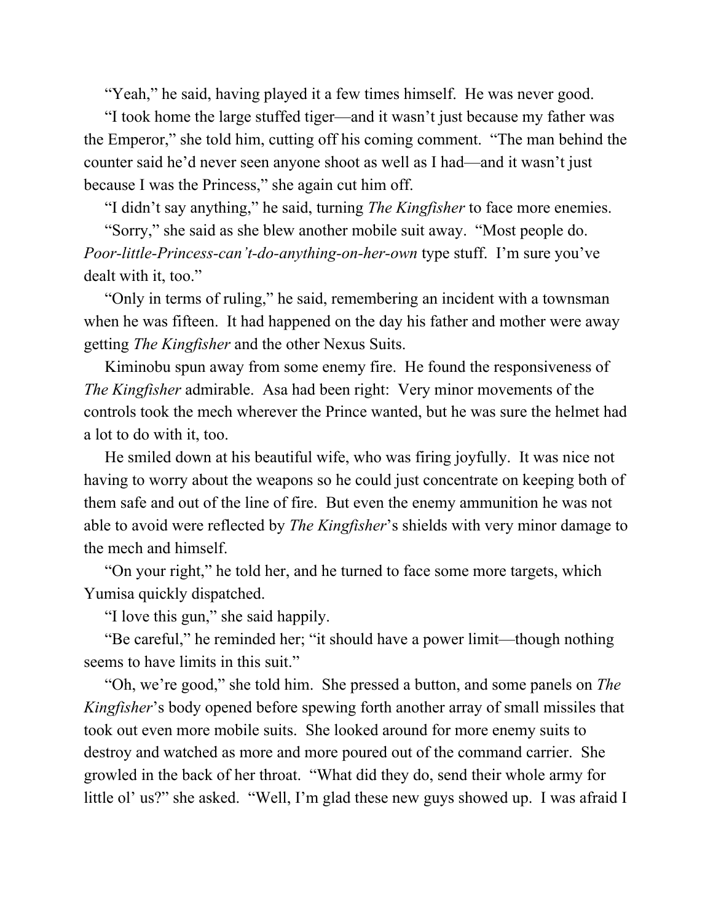"Yeah," he said, having played it a few times himself. He was never good.

"I took home the large stuffed tiger—and it wasn't just because my father was the Emperor," she told him, cutting off his coming comment. "The man behind the counter said he'd never seen anyone shoot as well as I had—and it wasn't just because I was the Princess," she again cut him off.

"I didn't say anything," he said, turning *The Kingfisher* to face more enemies.

"Sorry," she said as she blew another mobile suit away. "Most people do. *Poor-little-Princess-can't-do-anything-on-her-own* type stuff. I'm sure you've dealt with it, too."

"Only in terms of ruling," he said, remembering an incident with a townsman when he was fifteen. It had happened on the day his father and mother were away getting *The Kingfisher* and the other Nexus Suits.

Kiminobu spun away from some enemy fire. He found the responsiveness of *The Kingfisher* admirable. Asa had been right: Very minor movements of the controls took the mech wherever the Prince wanted, but he was sure the helmet had a lot to do with it, too.

He smiled down at his beautiful wife, who was firing joyfully. It was nice not having to worry about the weapons so he could just concentrate on keeping both of them safe and out of the line of fire. But even the enemy ammunition he was not able to avoid were reflected by *The Kingfisher*'s shields with very minor damage to the mech and himself.

"On your right," he told her, and he turned to face some more targets, which Yumisa quickly dispatched.

"I love this gun," she said happily.

"Be careful," he reminded her; "it should have a power limit—though nothing seems to have limits in this suit."

"Oh, we're good," she told him. She pressed a button, and some panels on *The Kingfisher*'s body opened before spewing forth another array of small missiles that took out even more mobile suits. She looked around for more enemy suits to destroy and watched as more and more poured out of the command carrier. She growled in the back of her throat. "What did they do, send their whole army for little ol' us?" she asked. "Well, I'm glad these new guys showed up. I was afraid I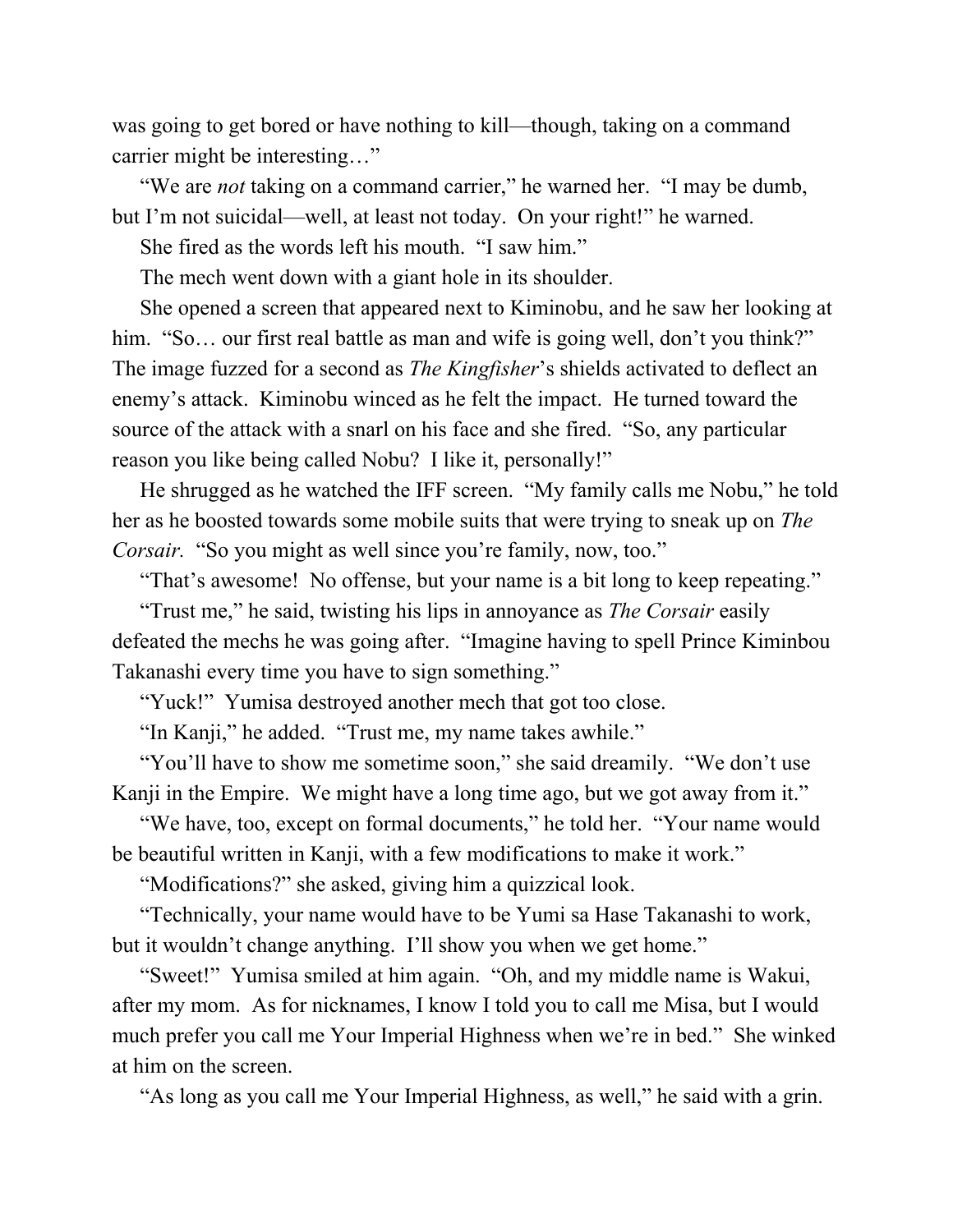was going to get bored or have nothing to kill—though, taking on a command carrier might be interesting…"

"We are *not* taking on a command carrier," he warned her. "I may be dumb, but I'm not suicidal—well, at least not today. On your right!" he warned.

She fired as the words left his mouth. "I saw him."

The mech went down with a giant hole in its shoulder.

She opened a screen that appeared next to Kiminobu, and he saw her looking at him. "So… our first real battle as man and wife is going well, don't you think?" The image fuzzed for a second as *The Kingfisher*'s shields activated to deflect an enemy's attack. Kiminobu winced as he felt the impact. He turned toward the source of the attack with a snarl on his face and she fired. "So, any particular reason you like being called Nobu? I like it, personally!"

He shrugged as he watched the IFF screen. "My family calls me Nobu," he told her as he boosted towards some mobile suits that were trying to sneak up on *The Corsair.* "So you might as well since you're family, now, too."

"That's awesome! No offense, but your name is a bit long to keep repeating."

"Trust me," he said, twisting his lips in annoyance as *The Corsair* easily defeated the mechs he was going after. "Imagine having to spell Prince Kiminbou Takanashi every time you have to sign something."

"Yuck!" Yumisa destroyed another mech that got too close.

"In Kanji," he added. "Trust me, my name takes awhile."

"You'll have to show me sometime soon," she said dreamily. "We don't use Kanji in the Empire. We might have a long time ago, but we got away from it."

"We have, too, except on formal documents," he told her. "Your name would be beautiful written in Kanji, with a few modifications to make it work."

"Modifications?" she asked, giving him a quizzical look.

"Technically, your name would have to be Yumi sa Hase Takanashi to work, but it wouldn't change anything. I'll show you when we get home."

"Sweet!" Yumisa smiled at him again. "Oh, and my middle name is Wakui, after my mom. As for nicknames, I know I told you to call me Misa, but I would much prefer you call me Your Imperial Highness when we're in bed." She winked at him on the screen.

"As long as you call me Your Imperial Highness, as well," he said with a grin.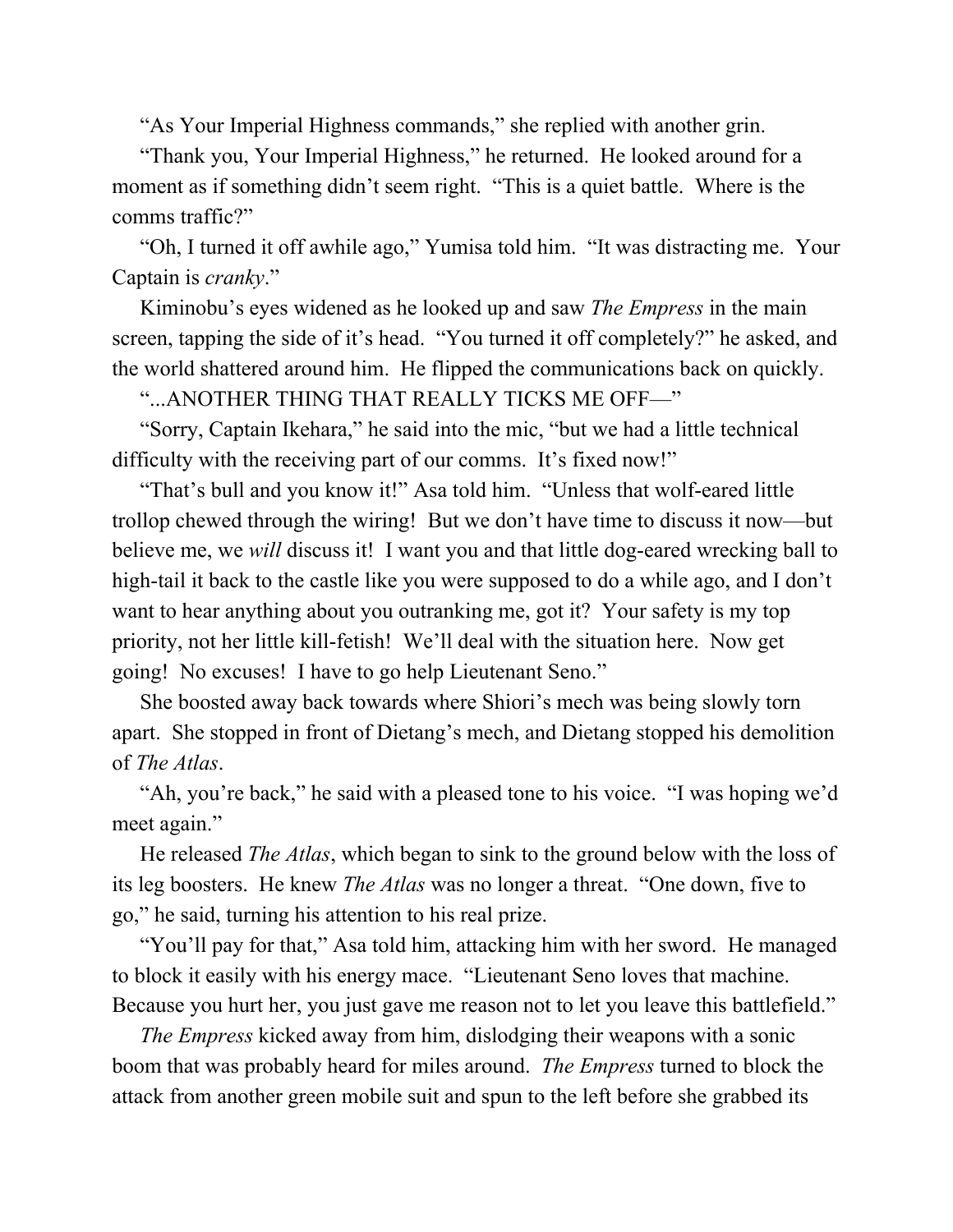“As Your Imperial Highness commands,” she replied with another grin.

“Thank you, Your Imperial Highness,” he returned. He looked around for a moment as if something didn’t seem right. “This is a quiet battle. Where is the comms traffic?”

“Oh, I turned it off awhile ago,” Yumisa told him. “It was distracting me. Your Captain is *cranky*.”

Kiminobu’s eyes widened as he looked up and saw *The Empress* in the main screen, tapping the side of it’s head. “You turned it off completely?” he asked, and the world shattered around him. He flipped the communications back on quickly.

“...ANOTHER THING THAT REALLY TICKS ME OFF—”

“Sorry, Captain Ikehara,” he said into the mic, “but we had a little technical difficulty with the receiving part of our comms. It’s fixed now!”

“That’s bull and you know it!” Asa told him. “Unless that wolf-eared little trollop chewed through the wiring! But we don’t have time to discuss it now—but believe me, we *will* discuss it! I want you and that little dog-eared wrecking ball to high-tail it back to the castle like you were supposed to do a while ago, and I don’t want to hear anything about you outranking me, got it? Your safety is my top priority, not her little kill-fetish! We’ll deal with the situation here. Now get going! No excuses! I have to go help Lieutenant Seno.”

She boosted away back towards where Shiori’s mech was being slowly torn apart. She stopped in front of Dietang’s mech, and Dietang stopped his demolition of *The Atlas*.

“Ah, you’re back,” he said with a pleased tone to his voice. “I was hoping we’d meet again.”

He released *The Atlas*, which began to sink to the ground below with the loss of its leg boosters. He knew *The Atlas* was no longer a threat. “One down, five to go,” he said, turning his attention to his real prize.

“You’ll pay for that,” Asa told him, attacking him with her sword. He managed to block it easily with his energy mace. “Lieutenant Seno loves that machine. Because you hurt her, you just gave me reason not to let you leave this battlefield.”

*The Empress* kicked away from him, dislodging their weapons with a sonic boom that was probably heard for miles around. *The Empress* turned to block the attack from another green mobile suit and spun to the left before she grabbed its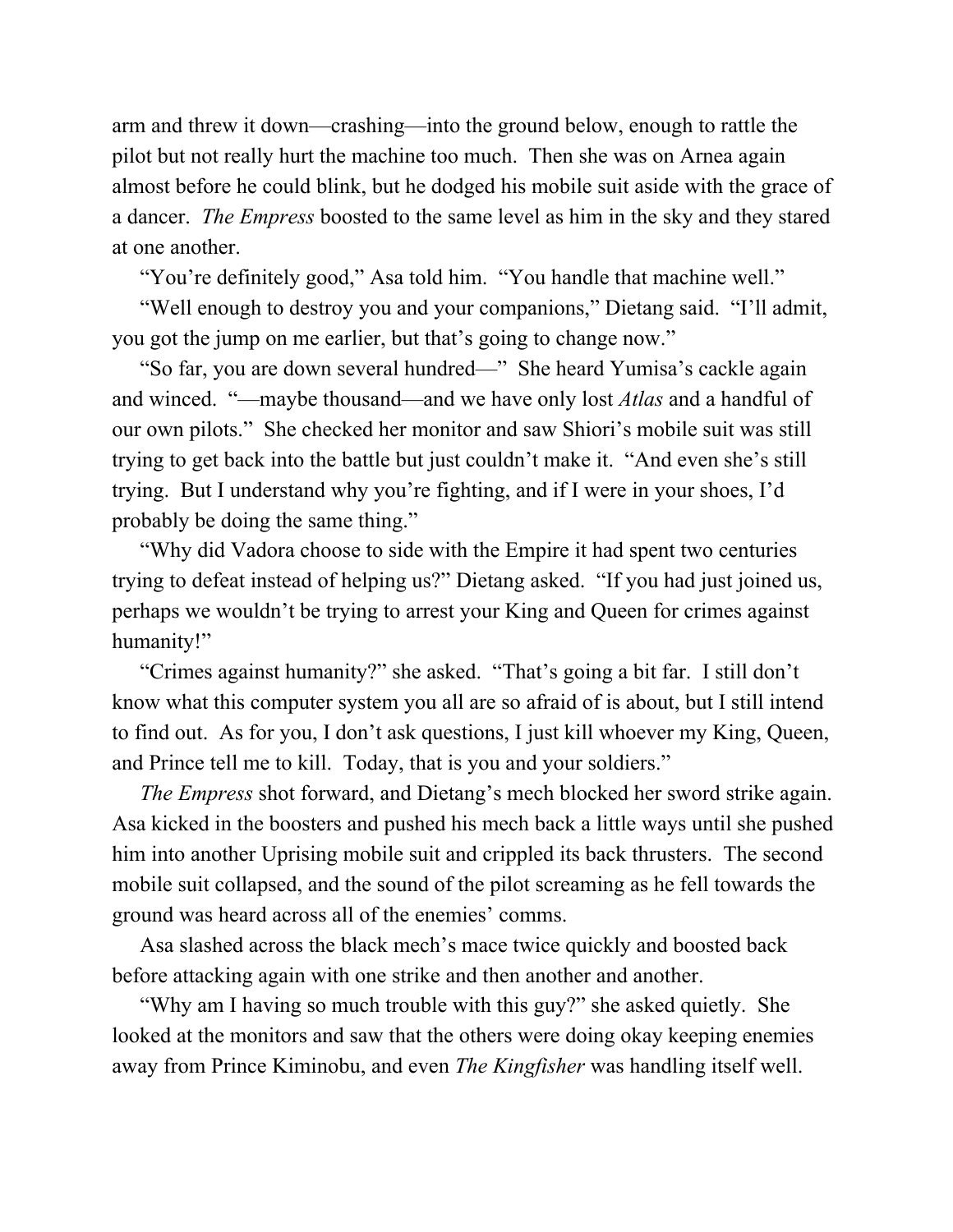arm and threw it down—crashing—into the ground below, enough to rattle the pilot but not really hurt the machine too much. Then she was on Arnea again almost before he could blink, but he dodged his mobile suit aside with the grace of a dancer. *The Empress* boosted to the same level as him in the sky and they stared at one another.

"You're definitely good," Asa told him. "You handle that machine well."

"Well enough to destroy you and your companions," Dietang said. "I'll admit, you got the jump on me earlier, but that's going to change now."

"So far, you are down several hundred—" She heard Yumisa's cackle again and winced. "—maybe thousand—and we have only lost *Atlas* and a handful of our own pilots." She checked her monitor and saw Shiori's mobile suit was still trying to get back into the battle but just couldn't make it. "And even she's still trying. But I understand why you're fighting, and if I were in your shoes, I'd probably be doing the same thing."

"Why did Vadora choose to side with the Empire it had spent two centuries trying to defeat instead of helping us?" Dietang asked. "If you had just joined us, perhaps we wouldn't be trying to arrest your King and Queen for crimes against humanity!"

"Crimes against humanity?" she asked. "That's going a bit far. I still don't know what this computer system you all are so afraid of is about, but I still intend to find out. As for you, I don't ask questions, I just kill whoever my King, Queen, and Prince tell me to kill. Today, that is you and your soldiers."

*The Empress* shot forward, and Dietang's mech blocked her sword strike again. Asa kicked in the boosters and pushed his mech back a little ways until she pushed him into another Uprising mobile suit and crippled its back thrusters. The second mobile suit collapsed, and the sound of the pilot screaming as he fell towards the ground was heard across all of the enemies' comms.

Asa slashed across the black mech's mace twice quickly and boosted back before attacking again with one strike and then another and another.

"Why am I having so much trouble with this guy?" she asked quietly. She looked at the monitors and saw that the others were doing okay keeping enemies away from Prince Kiminobu, and even *The Kingfisher* was handling itself well.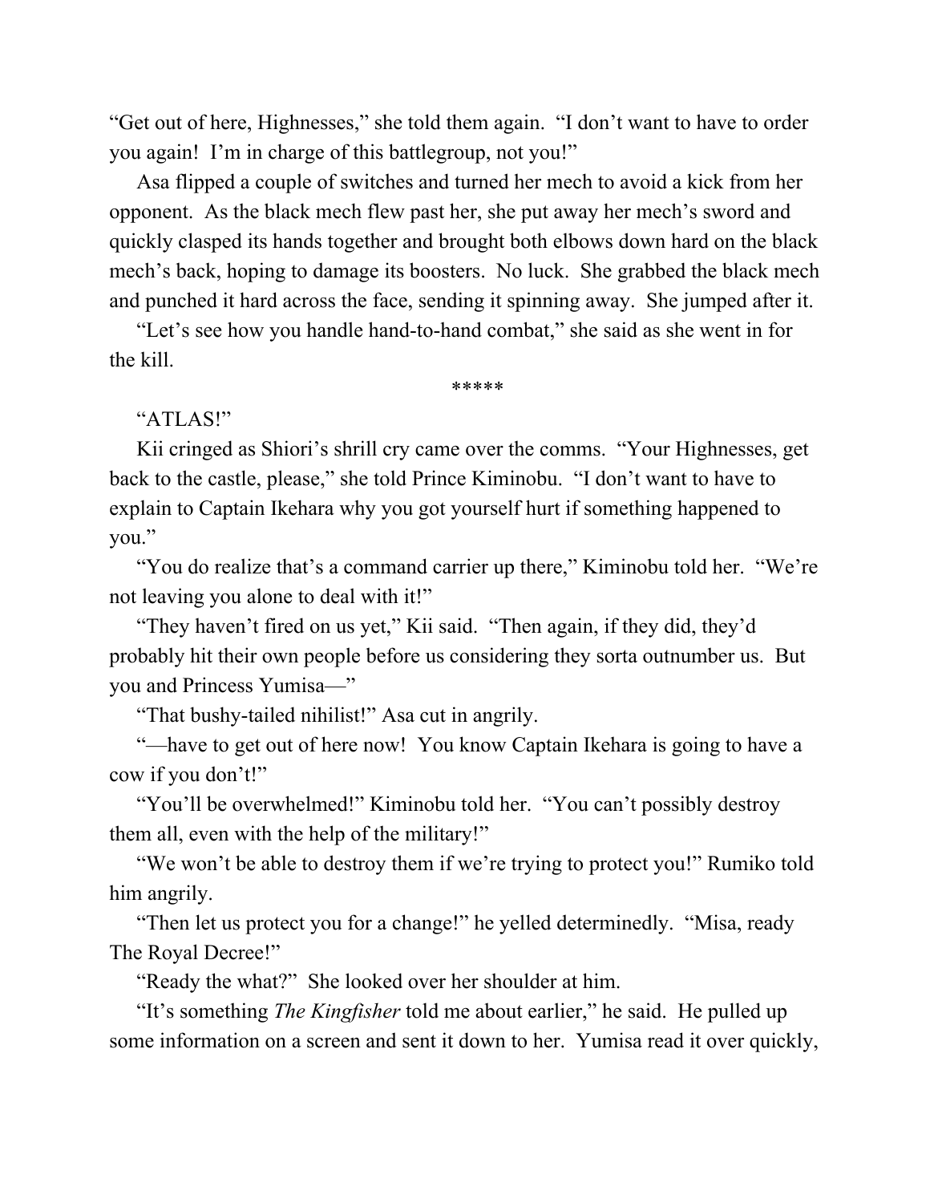"Get out of here, Highnesses," she told them again. "I don't want to have to order you again! I'm in charge of this battlegroup, not you!"

Asa flipped a couple of switches and turned her mech to avoid a kick from her opponent. As the black mech flew past her, she put away her mech's sword and quickly clasped its hands together and brought both elbows down hard on the black mech's back, hoping to damage its boosters. No luck. She grabbed the black mech and punched it hard across the face, sending it spinning away. She jumped after it.

"Let's see how you handle hand-to-hand combat," she said as she went in for the kill.

*****

"ATLAS!"

Kii cringed as Shiori's shrill cry came over the comms. "Your Highnesses, get back to the castle, please," she told Prince Kiminobu. "I don't want to have to explain to Captain Ikehara why you got yourself hurt if something happened to you."

"You do realize that's a command carrier up there," Kiminobu told her. "We're not leaving you alone to deal with it!"

"They haven't fired on us yet," Kii said. "Then again, if they did, they'd probably hit their own people before us considering they sorta outnumber us. But you and Princess Yumisa—"

"That bushy-tailed nihilist!" Asa cut in angrily.

"—have to get out of here now! You know Captain Ikehara is going to have a cow if you don't!"

"You'll be overwhelmed!" Kiminobu told her. "You can't possibly destroy them all, even with the help of the military!"

"We won't be able to destroy them if we're trying to protect you!" Rumiko told him angrily.

"Then let us protect you for a change!" he yelled determinedly. "Misa, ready The Royal Decree!"

"Ready the what?" She looked over her shoulder at him.

"It's something *The Kingfisher* told me about earlier," he said. He pulled up some information on a screen and sent it down to her. Yumisa read it over quickly,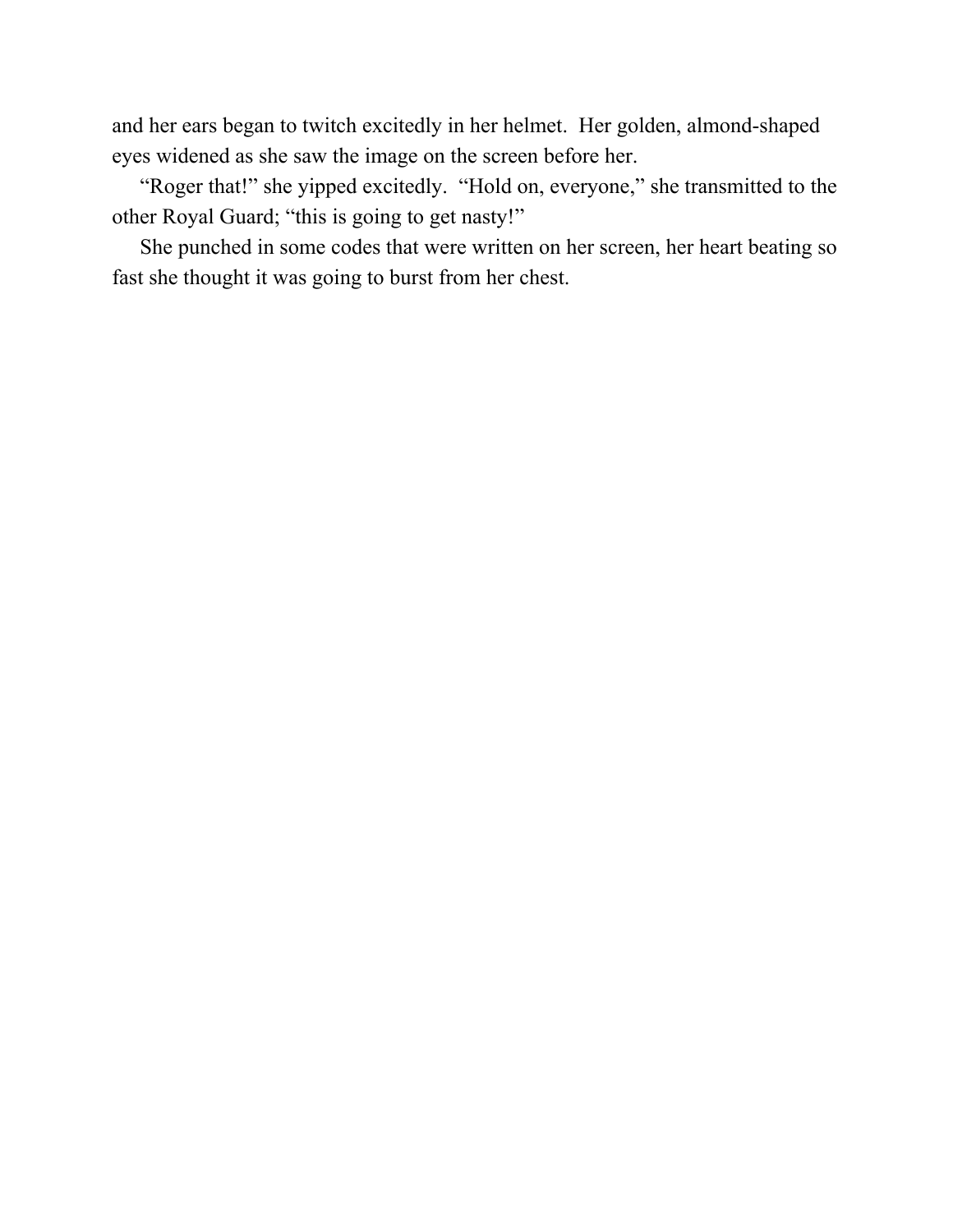and her ears began to twitch excitedly in her helmet. Her golden, almond-shaped eyes widened as she saw the image on the screen before her.

"Roger that!" she yipped excitedly. "Hold on, everyone," she transmitted to the other Royal Guard; "this is going to get nasty!"

She punched in some codes that were written on her screen, her heart beating so fast she thought it was going to burst from her chest.